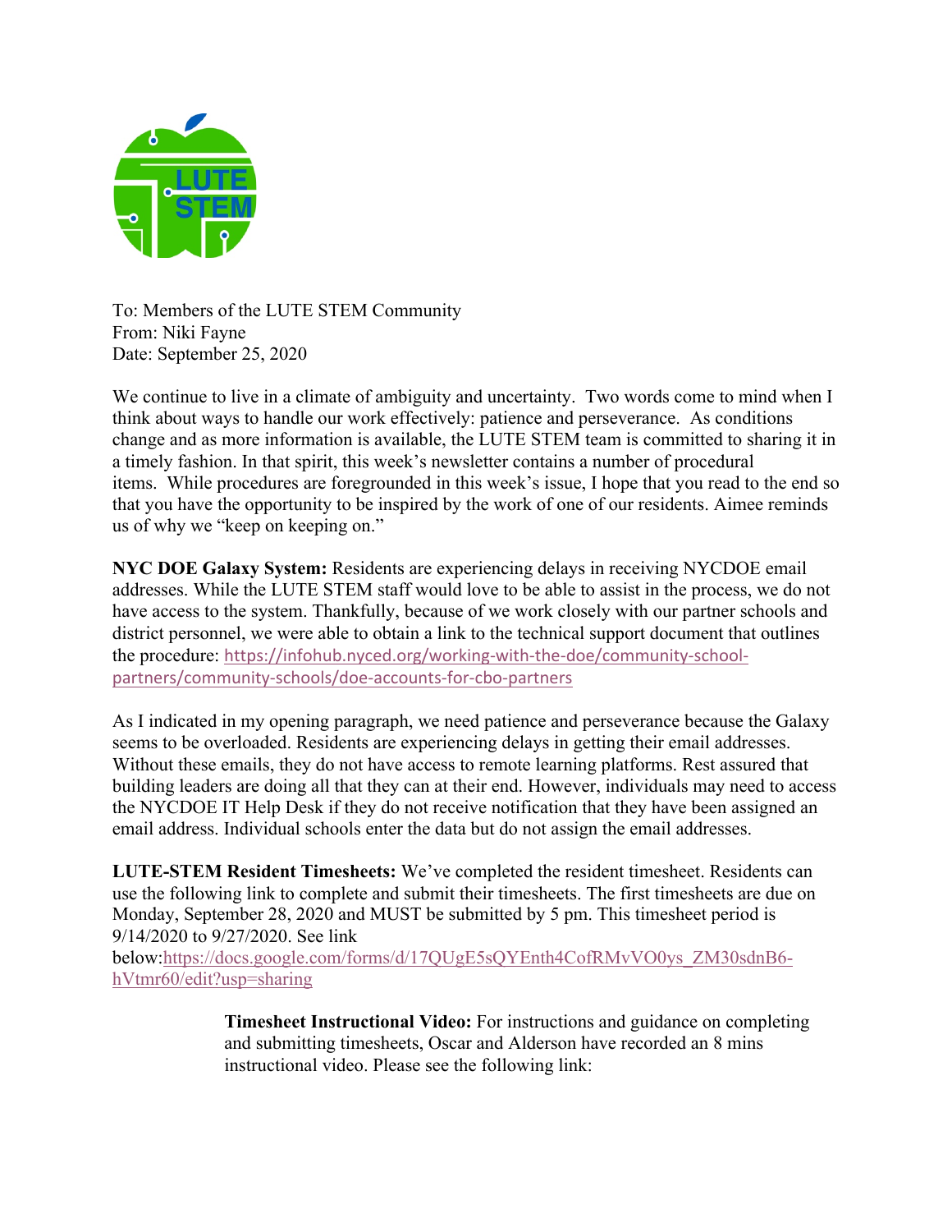To: Members of the LUTE STEM Community
From: Niki Fayne
Date: September 25, 2020

We continue to live in a climate of ambiguity and uncertainty. Two words come to mind when I think about ways to handle our work effectively: patience and perseverance. As conditions change and as more information is available, the LUTE STEM team is committed to sharing it in a timely fashion. In that spirit, this week's newsletter contains a number of procedural items. While procedures are foregrounded in this week's issue, I hope that you read to the end so that you have the opportunity to be inspired by the work of one of our residents. Aimee reminds us of why we "keep on keeping on."

**NYC DOE Galaxy System:** Residents are experiencing delays in receiving NYCDOE email addresses. While the LUTE STEM staff would love to be able to assist in the process, we do not have access to the system. Thankfully, because of we work closely with our partner schools and district personnel, we were able to obtain a link to the technical support document that outlines the procedure: https://infohub.nyced.org/working-with-the-doe/community-school-partners/community-schools/doe-accounts-for-cbo-partners

As I indicated in my opening paragraph, we need patience and perseverance because the Galaxy seems to be overloaded. Residents are experiencing delays in getting their email addresses. Without these emails, they do not have access to remote learning platforms. Rest assured that building leaders are doing all that they can at their end. However, individuals may need to access the NYCDOE IT Help Desk if they do not receive notification that they have been assigned an email address. Individual schools enter the data but do not assign the email addresses.

**LUTE-STEM Resident Timesheets:** We've completed the resident timesheet. Residents can use the following link to complete and submit their timesheets. The first timesheets are due on Monday, September 28, 2020 and MUST be submitted by 5 pm. This timesheet period is 9/14/2020 to 9/27/2020. See link below:https://docs.google.com/forms/d/17QUgE5sQYEnth4CofRMvVO0ys_ZM30sdnB6-hVtmr60/edit?usp=sharing

**Timesheet Instructional Video:** For instructions and guidance on completing and submitting timesheets, Oscar and Alderson have recorded an 8 mins instructional video. Please see the following link: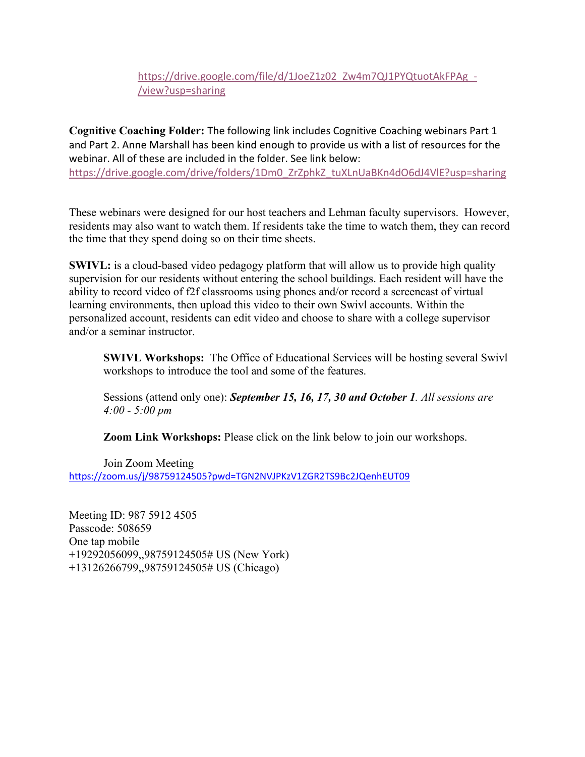https://drive.google.com/file/d/1JoeZ1z02_Zw4m7QJ1PYQtuotAkFPAg_-/view?usp=sharing

**Cognitive Coaching Folder:** The following link includes Cognitive Coaching webinars Part 1 and Part 2. Anne Marshall has been kind enough to provide us with a list of resources for the webinar. All of these are included in the folder. See link below:
https://drive.google.com/drive/folders/1Dm0_ZrZphkZ_tuXLnUaBKn4dO6dJ4VlE?usp=sharing

These webinars were designed for our host teachers and Lehman faculty supervisors. However, residents may also want to watch them. If residents take the time to watch them, they can record the time that they spend doing so on their time sheets.

**SWIVL:** is a cloud-based video pedagogy platform that will allow us to provide high quality supervision for our residents without entering the school buildings. Each resident will have the ability to record video of f2f classrooms using phones and/or record a screencast of virtual learning environments, then upload this video to their own Swivl accounts. Within the personalized account, residents can edit video and choose to share with a college supervisor and/or a seminar instructor.

**SWIVL Workshops:** The Office of Educational Services will be hosting several Swivl workshops to introduce the tool and some of the features.

Sessions (attend only one): ***September 15, 16, 17, 30 and October 1****. All sessions are 4:00 - 5:00 pm*

**Zoom Link Workshops:** Please click on the link below to join our workshops.

Join Zoom Meeting
https://zoom.us/j/98759124505?pwd=TGN2NVJPKzV1ZGR2TS9Bc2JQenhEUT09

Meeting ID: 987 5912 4505
Passcode: 508659
One tap mobile
+19292056099,,98759124505# US (New York)
+13126266799,,98759124505# US (Chicago)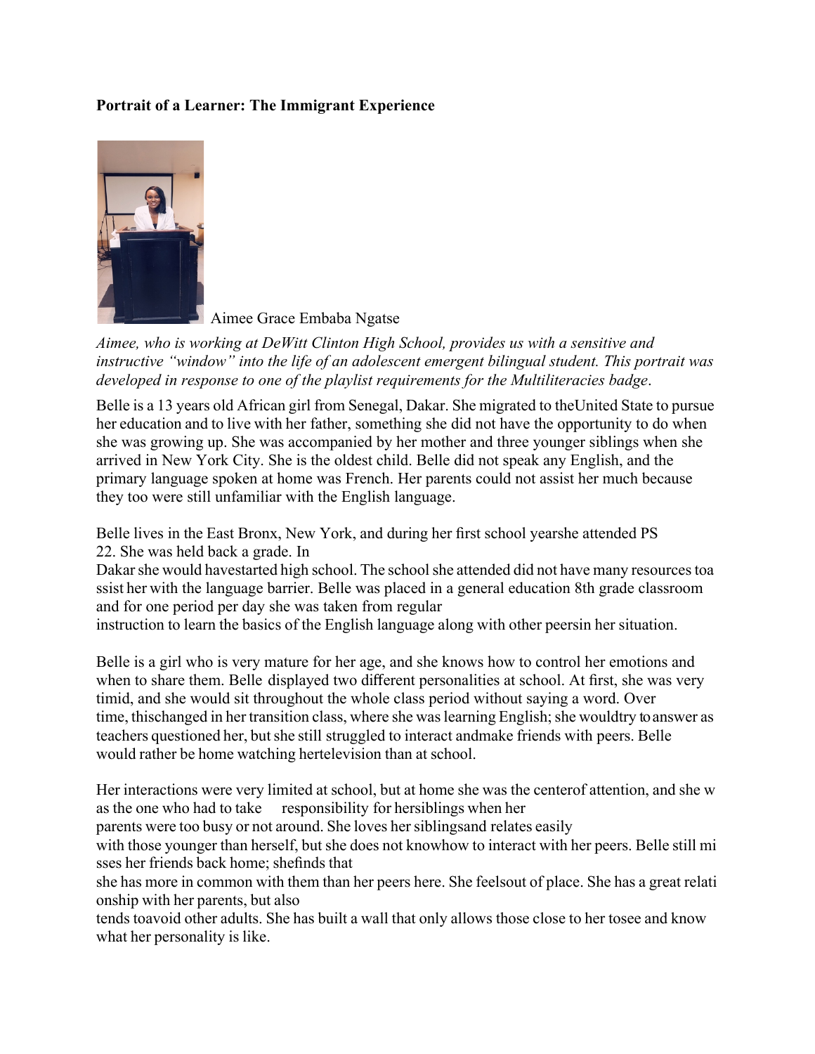**Portrait of a Learner: The Immigrant Experience**

Aimee Grace Embaba Ngatse

*Aimee, who is working at DeWitt Clinton High School, provides us with a sensitive and instructive "window" into the life of an adolescent emergent bilingual student. This portrait was developed in response to one of the playlist requirements for the Multiliteracies badge.*

Belle is a 13 years old African girl from Senegal, Dakar. She migrated to theUnited State to pursue her education and to live with her father, something she did not have the opportunity to do when she was growing up. She was accompanied by her mother and three younger siblings when she arrived in New York City. She is the oldest child. Belle did not speak any English, and the primary language spoken at home was French. Her parents could not assist her much because they too were still unfamiliar with the English language.

Belle lives in the East Bronx, New York, and during her first school yearshe attended PS 22. She was held back a grade. In Dakar she would havestarted high school. The school she attended did not have many resources toa ssist her with the language barrier. Belle was placed in a general education 8th grade classroom and for one period per day she was taken from regular instruction to learn the basics of the English language along with other peersin her situation.

Belle is a girl who is very mature for her age, and she knows how to control her emotions and when to share them. Belle displayed two different personalities at school. At first, she was very timid, and she would sit throughout the whole class period without saying a word. Over time, thischanged in her transition class, where she was learning English; she wouldtry to answer as teachers questioned her, but she still struggled to interact andmake friends with peers. Belle would rather be home watching hertelevision than at school.

Her interactions were very limited at school, but at home she was the centerof attention, and she was the one who had to take responsibility for hersiblings when her parents were too busy or not around. She loves her siblingsand relates easily with those younger than herself, but she does not knowhow to interact with her peers. Belle still misses her friends back home; shefinds that she has more in common with them than her peers here. She feelsout of place. She has a great relationship with her parents, but also tends toavoid other adults. She has built a wall that only allows those close to her tosee and know what her personality is like.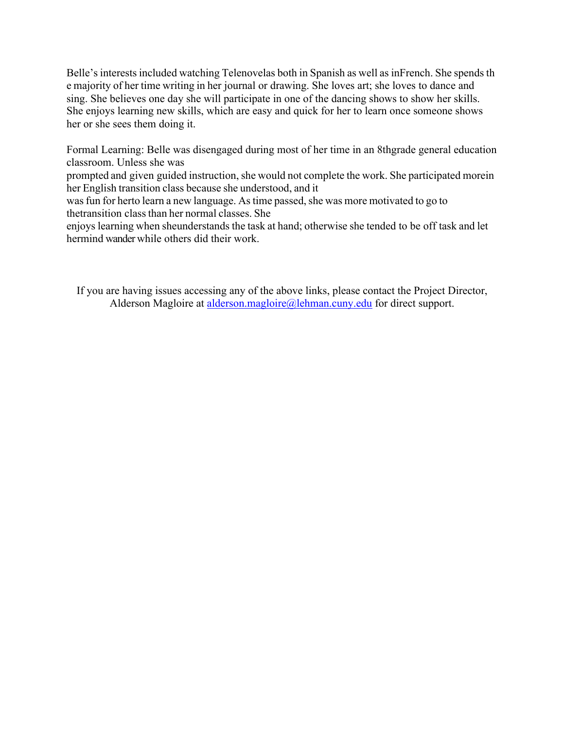Belle's interests included watching Telenovelas both in Spanish as well as inFrench. She spends the majority of her time writing in her journal or drawing. She loves art; she loves to dance and sing. She believes one day she will participate in one of the dancing shows to show her skills. She enjoys learning new skills, which are easy and quick for her to learn once someone shows her or she sees them doing it.

Formal Learning: Belle was disengaged during most of her time in an 8thgrade general education classroom. Unless she was prompted and given guided instruction, she would not complete the work. She participated morein her English transition class because she understood, and it was fun for herto learn a new language. As time passed, she was more motivated to go to thetransition class than her normal classes. She enjoys learning when sheunderstands the task at hand; otherwise she tended to be off task and let hermind wander while others did their work.

If you are having issues accessing any of the above links, please contact the Project Director, Alderson Magloire at alderson.magloire@lehman.cuny.edu for direct support.